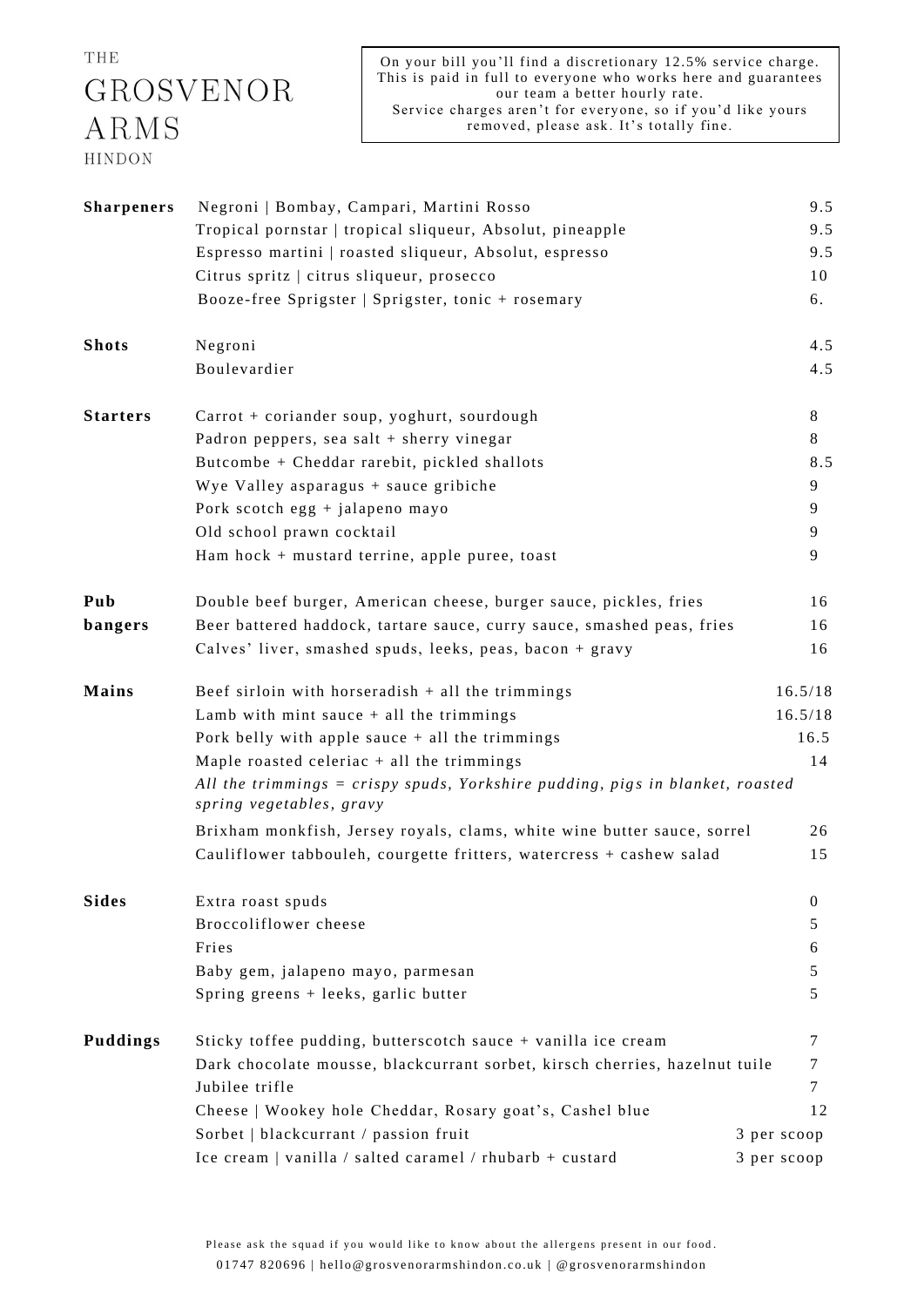# THE GROSVENOR ARMS

HINDON

On your bill you'll find a discretionary 12.5% service charge. This is paid in full to everyone who works here and guarantees our team a better hourly rate.
Service charges aren't for everyone, so if you'd like yours removed, please ask. It's totally fine.

| | | |
|---|---|---|
| **Sharpeners** | Negroni \| Bombay, Campari, Martini Rosso | 9.5 |
| | Tropical pornstar \| tropical sliqueur, Absolut, pineapple | 9.5 |
| | Espresso martini \| roasted sliqueur, Absolut, espresso | 9.5 |
| | Citrus spritz \| citrus sliqueur, prosecco | 10 |
| | Booze-free Sprigster \| Sprigster, tonic + rosemary | 6. |
| **Shots** | Negroni | 4.5 |
| | Boulevardier | 4.5 |
| **Starters** | Carrot + coriander soup, yoghurt, sourdough | 8 |
| | Padron peppers, sea salt + sherry vinegar | 8 |
| | Butcombe + Cheddar rarebit, pickled shallots | 8.5 |
| | Wye Valley asparagus + sauce gribiche | 9 |
| | Pork scotch egg + jalapeno mayo | 9 |
| | Old school prawn cocktail | 9 |
| | Ham hock + mustard terrine, apple puree, toast | 9 |
| **Pub bangers** | Double beef burger, American cheese, burger sauce, pickles, fries | 16 |
| | Beer battered haddock, tartare sauce, curry sauce, smashed peas, fries | 16 |
| | Calves' liver, smashed spuds, leeks, peas, bacon + gravy | 16 |
| **Mains** | Beef sirloin with horseradish + all the trimmings | 16.5/18 |
| | Lamb with mint sauce + all the trimmings | 16.5/18 |
| | Pork belly with apple sauce + all the trimmings | 16.5 |
| | Maple roasted celeriac + all the trimmings | 14 |
| | *All the trimmings = crispy spuds, Yorkshire pudding, pigs in blanket, roasted spring vegetables, gravy* | |
| | Brixham monkfish, Jersey royals, clams, white wine butter sauce, sorrel | 26 |
| | Cauliflower tabbouleh, courgette fritters, watercress + cashew salad | 15 |
| **Sides** | Extra roast spuds | 0 |
| | Broccoliflower cheese | 5 |
| | Fries | 6 |
| | Baby gem, jalapeno mayo, parmesan | 5 |
| | Spring greens + leeks, garlic butter | 5 |
| **Puddings** | Sticky toffee pudding, butterscotch sauce + vanilla ice cream | 7 |
| | Dark chocolate mousse, blackcurrant sorbet, kirsch cherries, hazelnut tuile | 7 |
| | Jubilee trifle | 7 |
| | Cheese \| Wookey hole Cheddar, Rosary goat's, Cashel blue | 12 |
| | Sorbet \| blackcurrant / passion fruit | 3 per scoop |
| | Ice cream \| vanilla / salted caramel / rhubarb + custard | 3 per scoop |

Please ask the squad if you would like to know about the allergens present in our food.

01747 820696 | hello@grosvenorarmshindon.co.uk | @grosvenorarmshindon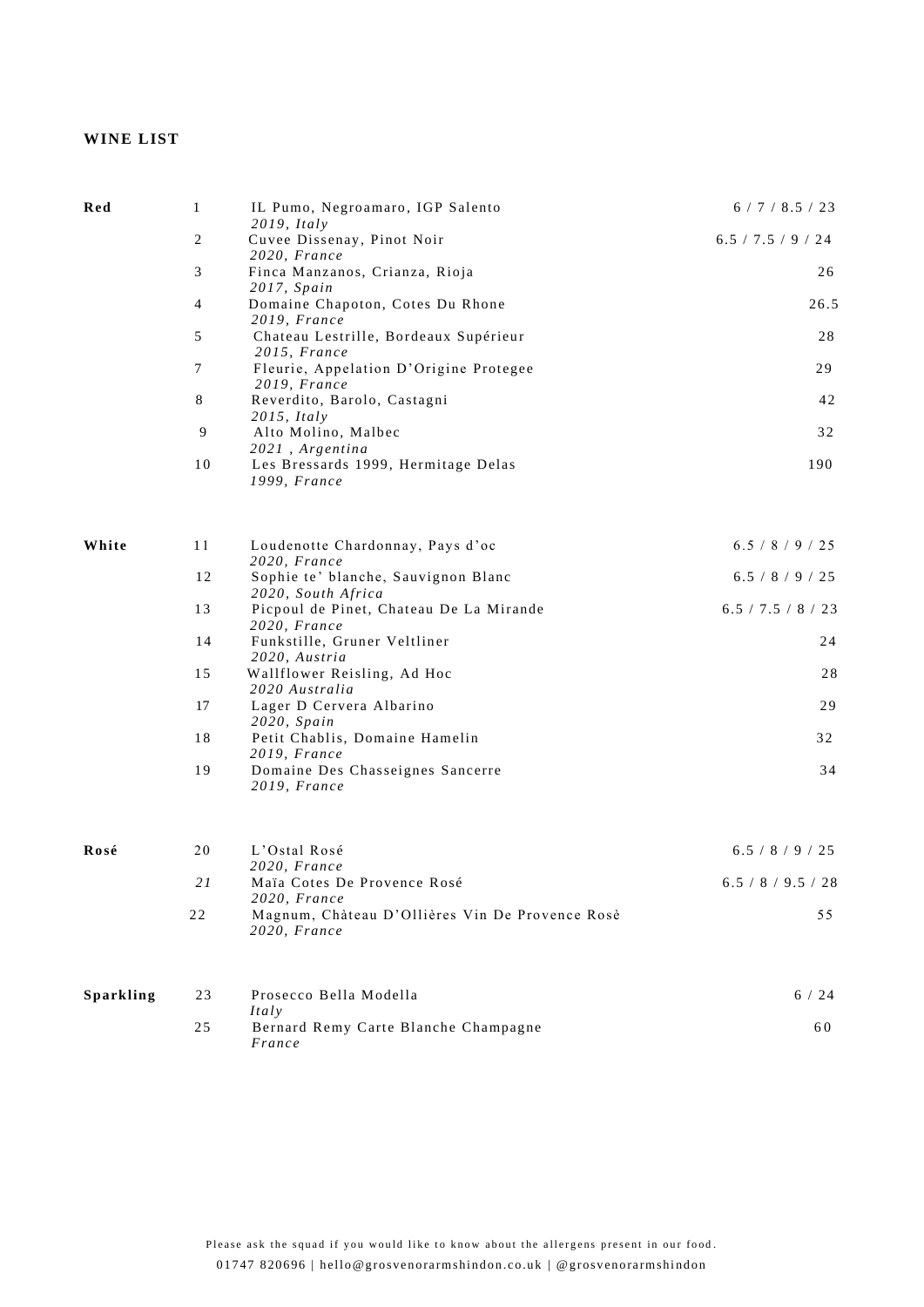**WINE LIST**

| | | | |
|---|---|---|---|
| **Red** | 1 | IL Pumo, Negroamaro, IGP Salento<br>*2019, Italy* | 6 / 7 / 8.5 / 23 |
| | 2 | Cuvee Dissenay, Pinot Noir<br>*2020, France* | 6.5 / 7.5 / 9 / 24 |
| | 3 | Finca Manzanos, Crianza, Rioja<br>*2017, Spain* | 26 |
| | 4 | Domaine Chapoton, Cotes Du Rhone<br>*2019, France* | 26.5 |
| | 5 | Chateau Lestrille, Bordeaux Supérieur<br>*2015, France* | 28 |
| | 7 | Fleurie, Appelation D'Origine Protegee<br>*2019, France* | 29 |
| | 8 | Reverdito, Barolo, Castagni<br>*2015, Italy* | 42 |
| | 9 | Alto Molino, Malbec<br>*2021 , Argentina* | 32 |
| | 10 | Les Bressards 1999, Hermitage Delas<br>*1999, France* | 190 |
| **White** | 11 | Loudenotte Chardonnay, Pays d'oc<br>*2020, France* | 6.5 / 8 / 9 / 25 |
| | 12 | Sophie te' blanche, Sauvignon Blanc<br>*2020, South Africa* | 6.5 / 8 / 9 / 25 |
| | 13 | Picpoul de Pinet, Chateau De La Mirande<br>*2020, France* | 6.5 / 7.5 / 8 / 23 |
| | 14 | Funkstille, Gruner Veltliner<br>*2020, Austria* | 24 |
| | 15 | Wallflower Reisling, Ad Hoc<br>*2020 Australia* | 28 |
| | 17 | Lager D Cervera Albarino<br>*2020, Spain* | 29 |
| | 18 | Petit Chablis, Domaine Hamelin<br>*2019, France* | 32 |
| | 19 | Domaine Des Chasseignes Sancerre<br>*2019, France* | 34 |
| **Rosé** | 20 | L'Ostal Rosé<br>*2020, France* | 6.5 / 8 / 9 / 25 |
| | *21* | Maïa Cotes De Provence Rosé<br>*2020, France* | 6.5 / 8 / 9.5 / 28 |
| | 22 | Magnum, Chàteau D'Ollières Vin De Provence Rosè<br>*2020, France* | 55 |
| **Sparkling** | 23 | Prosecco Bella Modella<br>*Italy* | 6 / 24 |
| | 25 | Bernard Remy Carte Blanche Champagne<br>*France* | 60 |

Please ask the squad if you would like to know about the allergens present in our food.

01747 820696 | hello@grosvenorarmshindon.co.uk | @grosvenorarmshindon